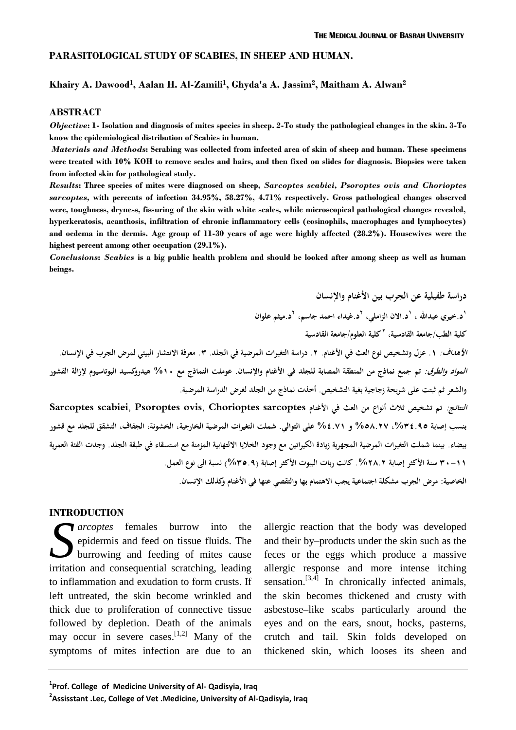# PARASITOLOGICAL STUDY OF SCABIES, IN SHEEP AND HUMAN.

**Khairy A. Dawood[1], Aalan H. Al-Zamili[1], Ghyda'a A. Jassim[2], Maitham A. Alwan[2]**

## ABSTRACT

***Objective*: 1- Isolation and diagnosis of mites species in sheep. 2-To study the pathological changes in the skin. 3-To know the epidemiological distribution of Scabies in human.**

***Materials and Methods*: Scrabing was collected from infected area of skin of sheep and human. These specimens were treated with 10% KOH to remove scales and hairs, and then fixed on slides for diagnosis. Biopsies were taken from infected skin for pathological study.**

***Results*: Three species of mites were diagnosed on sheep, *Sarcoptes scabiei, Psoroptes ovis and Chorioptes sarcoptes*, with percents of infection 34.95%, 58.27%, 4.71% respectively. Gross pathological changes observed were, toughness, dryness, fissuring of the skin with white scales, while microscopical pathological changes revealed, hyperkeratosis, acanthosis, infiltration of chronic inflammatory cells (eosinophils, macrophages and lymphocytes) and oedema in the dermis. Age group of 11-30 years of age were highly affected (28.2%). Housewives were the highest percent among other occupation (29.1%).**

***Conclusions*: *Scabies* is a big public health problem and should be looked after among sheep as well as human beings.**

**دراسة طفيلية عن الجرب بين الأغنام والإنسان**

**[1]د.خيري عبدالله ، [1]د.الان الزاملي، [2]د.غيداء احمد جاسم، [2]د.ميثم علوان**

**كلية الطب/جامعة القادسية، [2]كلية العلوم/جامعة القادسية**

***الأهداف:* ١. عزل وتشخيص نوع العث في الأغنام. ٢. دراسة التغيرات المرضية في الجلد. ٣. معرفة الانتشار البيئي لمرض الجرب في الإنسان.**

***المواد والطرق:* تم جمع نماذج من المنطقة المصابة للجلد في الأغنام والإنسان. عوملت النماذج مع ١٠% هيدروكسيد البوتاسيوم لإزالة القشور والشعر ثم ثبتت على شريحة زجاجية بغية التشخيص. أخذت نماذج من الجلد لغرض الدراسة المرضية.**

***النتائج:* تم تشخيص ثلاث أنواع من العث في الأغنام Sarcoptes scabiei, Psoroptes ovis, Chorioptes sarcoptes بنسب إصابة ٣٤.٩٥%، ٥٨.٢٧% و ٤.٧١% على التوالي. شملت التغيرات المرضية الخارجية، الخشونة، الجفاف، التشقق للجلد مع قشور بيضاء. بينما شملت التغيرات المرضية المجهرية زيادة الكيراتين مع وجود الخلايا الالتهابية المزمنة مع استسقاء في طبقة الجلد. وجدت الفئة العمرية ١١-٣٠ سنة الأكثر إصابة ٢٨.٢%. كانت ربات البيوت الأكثر إصابة (٣٥.٩%) نسبة الى نوع العمل.**

**الخاصية: مرض الجرب مشكلة اجتماعية يجب الاهتمام بها والتقصي عنها في الأغنام وكذلك الإنسان.**

## INTRODUCTION

*Sarcoptes* females burrow into the epidermis and feed on tissue fluids. The burrowing and feeding of mites cause irritation and consequential scratching, leading to inflammation and exudation to form crusts. If left untreated, the skin become wrinkled and thick due to proliferation of connective tissue followed by depletion. Death of the animals may occur in severe cases.[1,2] Many of the symptoms of mites infection are due to an allergic reaction that the body was developed and their by–products under the skin such as the feces or the eggs which produce a massive allergic response and more intense itching sensation.[3,4] In chronically infected animals, the skin becomes thickened and crusty with asbestose–like scabs particularly around the eyes and on the ears, snout, hocks, pasterns, crutch and tail. Skin folds developed on thickened skin, which looses its sheen and

[1]Prof. College of Medicine University of Al- Qadisyia, Iraq

[2]Assisstant .Lec, College of Vet .Medicine, University of Al-Qadisyia, Iraq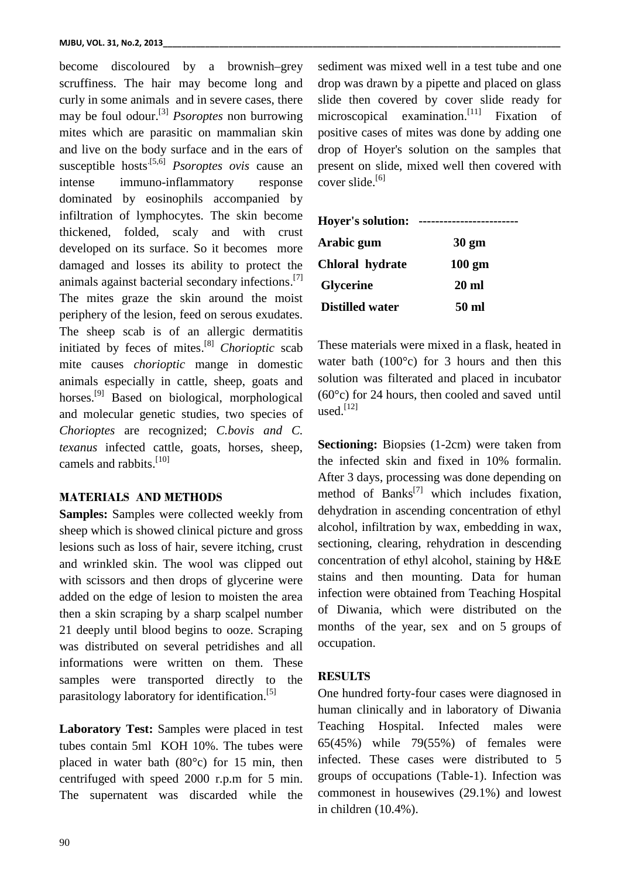become discoloured by a brownish–grey scruffiness. The hair may become long and curly in some animals and in severe cases, there may be foul odour.[3] *Psoroptes* non burrowing mites which are parasitic on mammalian skin and live on the body surface and in the ears of susceptible hosts.[5,6] *Psoroptes ovis* cause an intense immuno-inflammatory response dominated by eosinophils accompanied by infiltration of lymphocytes. The skin become thickened, folded, scaly and with crust developed on its surface. So it becomes more damaged and losses its ability to protect the animals against bacterial secondary infections.[7] The mites graze the skin around the moist periphery of the lesion, feed on serous exudates. The sheep scab is of an allergic dermatitis initiated by feces of mites.[8] *Chorioptic* scab mite causes *chorioptic* mange in domestic animals especially in cattle, sheep, goats and horses.[9] Based on biological, morphological and molecular genetic studies, two species of *Chorioptes* are recognized; *C.bovis and C. texanus* infected cattle, goats, horses, sheep, camels and rabbits.[10]

## MATERIALS AND METHODS

**Samples:** Samples were collected weekly from sheep which is showed clinical picture and gross lesions such as loss of hair, severe itching, crust and wrinkled skin. The wool was clipped out with scissors and then drops of glycerine were added on the edge of lesion to moisten the area then a skin scraping by a sharp scalpel number 21 deeply until blood begins to ooze. Scraping was distributed on several petridishes and all informations were written on them. These samples were transported directly to the parasitology laboratory for identification.[5]

**Laboratory Test:** Samples were placed in test tubes contain 5ml KOH 10%. The tubes were placed in water bath (80°c) for 15 min, then centrifuged with speed 2000 r.p.m for 5 min. The supernatent was discarded while the sediment was mixed well in a test tube and one drop was drawn by a pipette and placed on glass slide then covered by cover slide ready for microscopical examination.[11] Fixation of positive cases of mites was done by adding one drop of Hoyer's solution on the samples that present on slide, mixed well then covered with cover slide.[6]

| **Hoyer's solution:** | ------------------------ |
|---|---|
| **Arabic gum** | **30 gm** |
| **Chloral hydrate** | **100 gm** |
| **Glycerine** | **20 ml** |
| **Distilled water** | **50 ml** |

These materials were mixed in a flask, heated in water bath (100°c) for 3 hours and then this solution was filterated and placed in incubator (60°c) for 24 hours, then cooled and saved until used.[12]

**Sectioning:** Biopsies (1-2cm) were taken from the infected skin and fixed in 10% formalin. After 3 days, processing was done depending on method of Banks[7] which includes fixation, dehydration in ascending concentration of ethyl alcohol, infiltration by wax, embedding in wax, sectioning, clearing, rehydration in descending concentration of ethyl alcohol, staining by H&E stains and then mounting. Data for human infection were obtained from Teaching Hospital of Diwania, which were distributed on the months of the year, sex and on 5 groups of occupation.

## RESULTS

One hundred forty-four cases were diagnosed in human clinically and in laboratory of Diwania Teaching Hospital. Infected males were 65(45%) while 79(55%) of females were infected. These cases were distributed to 5 groups of occupations (Table-1). Infection was commonest in housewives (29.1%) and lowest in children (10.4%).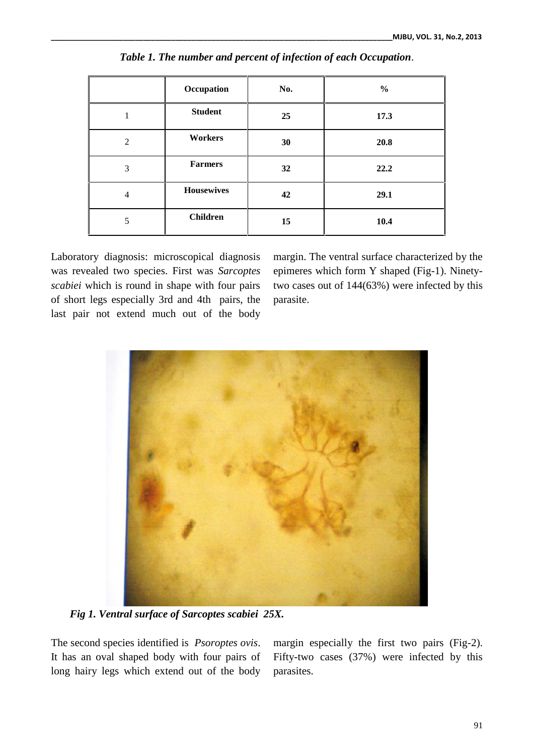*Table 1. The number and percent of infection of each Occupation.*

| | Occupation | No. | % |
|---|---|---|---|
| 1 | **Student** | **25** | **17.3** |
| 2 | **Workers** | **30** | **20.8** |
| 3 | **Farmers** | **32** | **22.2** |
| 4 | **Housewives** | **42** | **29.1** |
| 5 | **Children** | **15** | **10.4** |

Laboratory diagnosis: microscopical diagnosis was revealed two species. First was *Sarcoptes scabiei* which is round in shape with four pairs of short legs especially 3rd and 4th pairs, the last pair not extend much out of the body margin. The ventral surface characterized by the epimeres which form Y shaped (Fig-1). Ninety-two cases out of 144(63%) were infected by this parasite.

***Fig 1. Ventral surface of Sarcoptes scabiei 25X.***

The second species identified is *Psoroptes ovis*. It has an oval shaped body with four pairs of long hairy legs which extend out of the body margin especially the first two pairs (Fig-2). Fifty-two cases (37%) were infected by this parasites.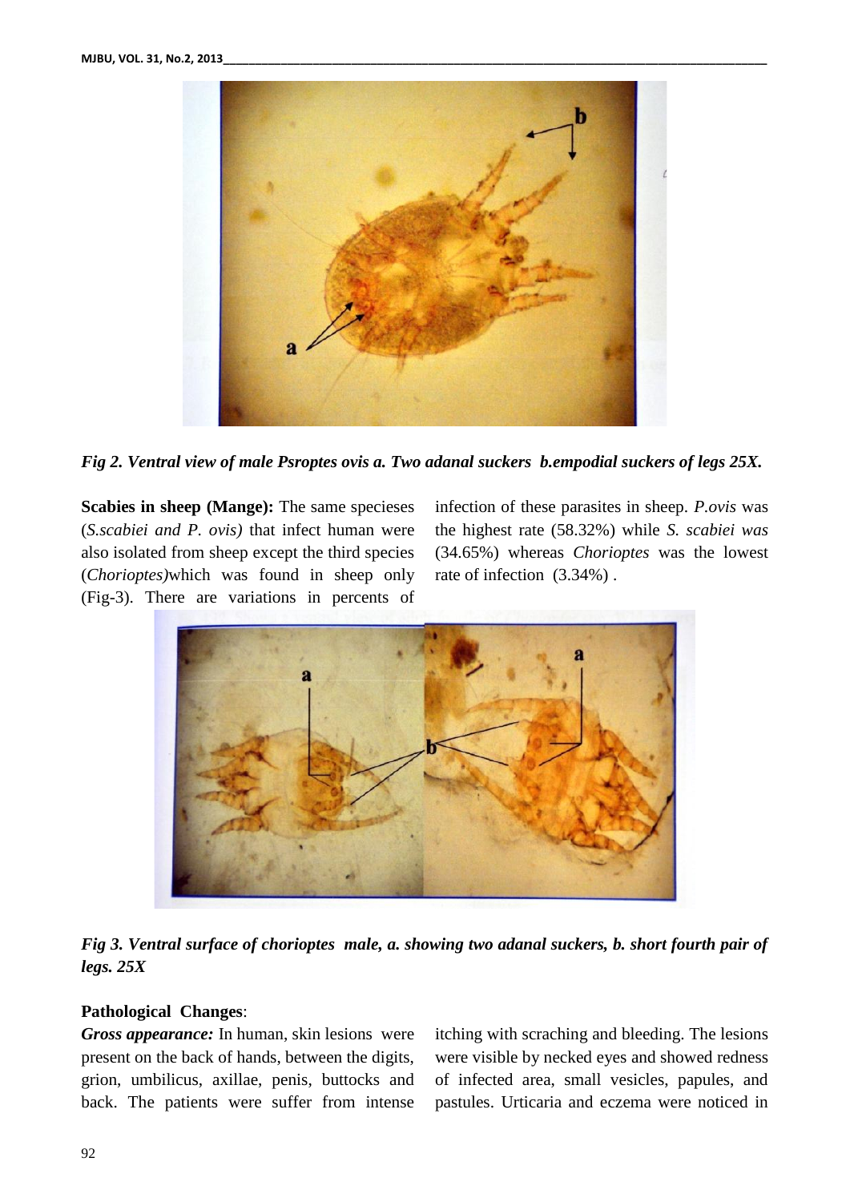*Fig 2. Ventral view of male Psroptes ovis a. Two adanal suckers b.empodial suckers of legs 25X.*

**Scabies in sheep (Mange):** The same specieses (*S.scabiei and P. ovis)* that infect human were also isolated from sheep except the third species (*Chorioptes)*which was found in sheep only (Fig-3). There are variations in percents of infection of these parasites in sheep. *P.ovis* was the highest rate (58.32%) while *S. scabiei was* (34.65%) whereas *Chorioptes* was the lowest rate of infection (3.34%) .

*Fig 3. Ventral surface of chorioptes male, a. showing two adanal suckers, b. short fourth pair of legs. 25X*

**Pathological Changes**:

***Gross appearance:*** In human, skin lesions were present on the back of hands, between the digits, grion, umbilicus, axillae, penis, buttocks and back. The patients were suffer from intense itching with scraching and bleeding. The lesions were visible by necked eyes and showed redness of infected area, small vesicles, papules, and pastules. Urticaria and eczema were noticed in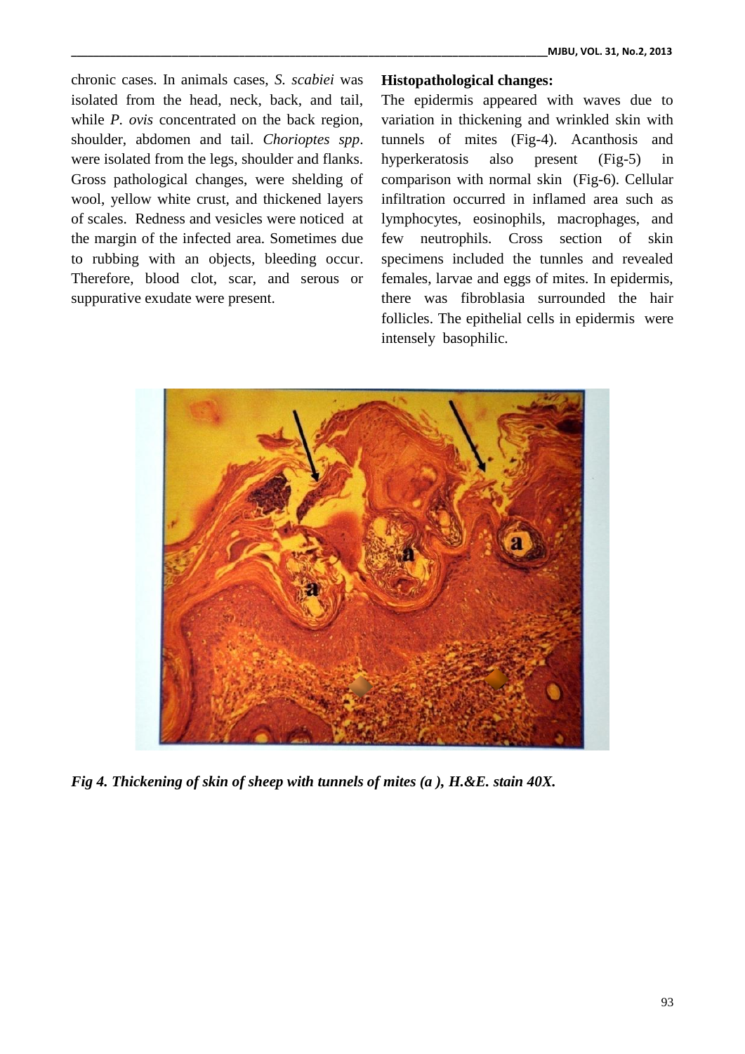chronic cases. In animals cases, *S. scabiei* was isolated from the head, neck, back, and tail, while *P. ovis* concentrated on the back region, shoulder, abdomen and tail. *Chorioptes spp*. were isolated from the legs, shoulder and flanks. Gross pathological changes, were shelding of wool, yellow white crust, and thickened layers of scales. Redness and vesicles were noticed at the margin of the infected area. Sometimes due to rubbing with an objects, bleeding occur. Therefore, blood clot, scar, and serous or suppurative exudate were present.

**Histopathological changes:**

The epidermis appeared with waves due to variation in thickening and wrinkled skin with tunnels of mites (Fig-4). Acanthosis and hyperkeratosis also present (Fig-5) in comparison with normal skin (Fig-6). Cellular infiltration occurred in inflamed area such as lymphocytes, eosinophils, macrophages, and few neutrophils. Cross section of skin specimens included the tunnles and revealed females, larvae and eggs of mites. In epidermis, there was fibroblasia surrounded the hair follicles. The epithelial cells in epidermis were intensely basophilic.

***Fig 4. Thickening of skin of sheep with tunnels of mites (a ), H.&E. stain 40X.***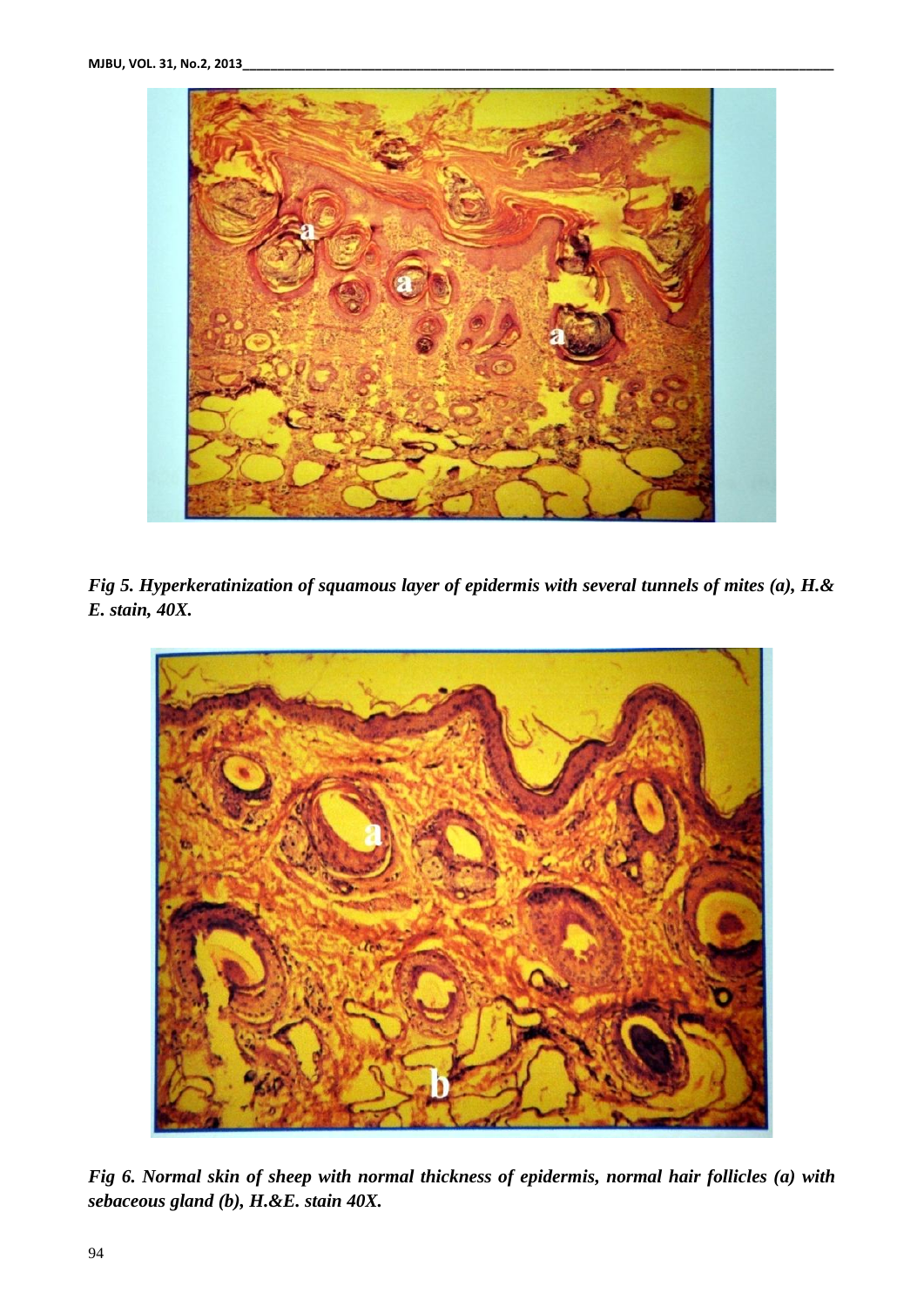*Fig 5. Hyperkeratinization of squamous layer of epidermis with several tunnels of mites (a), H.& E. stain, 40X.*

*Fig 6. Normal skin of sheep with normal thickness of epidermis, normal hair follicles (a) with sebaceous gland (b), H.&E. stain 40X.*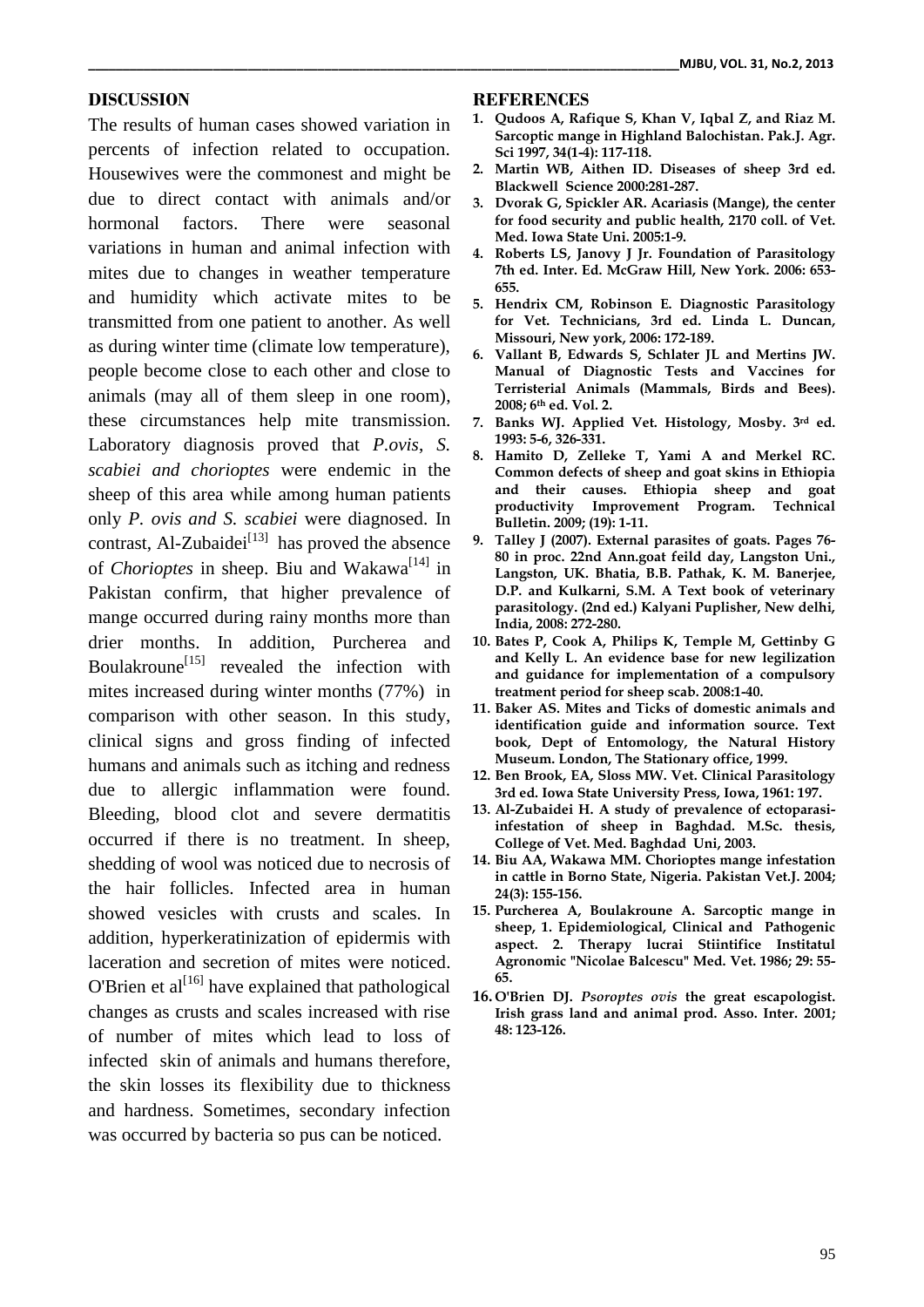## DISCUSSION

The results of human cases showed variation in percents of infection related to occupation. Housewives were the commonest and might be due to direct contact with animals and/or hormonal factors. There were seasonal variations in human and animal infection with mites due to changes in weather temperature and humidity which activate mites to be transmitted from one patient to another. As well as during winter time (climate low temperature), people become close to each other and close to animals (may all of them sleep in one room), these circumstances help mite transmission. Laboratory diagnosis proved that *P.ovis*, *S. scabiei and chorioptes* were endemic in the sheep of this area while among human patients only *P. ovis and S. scabiei* were diagnosed. In contrast, Al-Zubaidei[13] has proved the absence of *Chorioptes* in sheep. Biu and Wakawa[14] in Pakistan confirm, that higher prevalence of mange occurred during rainy months more than drier months. In addition, Purcherea and Boulakroune[15] revealed the infection with mites increased during winter months (77%) in comparison with other season. In this study, clinical signs and gross finding of infected humans and animals such as itching and redness due to allergic inflammation were found. Bleeding, blood clot and severe dermatitis occurred if there is no treatment. In sheep, shedding of wool was noticed due to necrosis of the hair follicles. Infected area in human showed vesicles with crusts and scales. In addition, hyperkeratinization of epidermis with laceration and secretion of mites were noticed. O'Brien et al[16] have explained that pathological changes as crusts and scales increased with rise of number of mites which lead to loss of infected skin of animals and humans therefore, the skin losses its flexibility due to thickness and hardness. Sometimes, secondary infection was occurred by bacteria so pus can be noticed.

## REFERENCES

1. Qudoos A, Rafique S, Khan V, Iqbal Z, and Riaz M. Sarcoptic mange in Highland Balochistan. Pak.J. Agr. Sci 1997, 34(1-4): 117-118.
2. Martin WB, Aithen ID. Diseases of sheep 3rd ed. Blackwell Science 2000:281-287.
3. Dvorak G, Spickler AR. Acariasis (Mange), the center for food security and public health, 2170 coll. of Vet. Med. Iowa State Uni. 2005:1-9.
4. Roberts LS, Janovy J Jr. Foundation of Parasitology 7th ed. Inter. Ed. McGraw Hill, New York. 2006: 653-655.
5. Hendrix CM, Robinson E. Diagnostic Parasitology for Vet. Technicians, 3rd ed. Linda L. Duncan, Missouri, New york, 2006: 172-189.
6. Vallant B, Edwards S, Schlater JL and Mertins JW. Manual of Diagnostic Tests and Vaccines for Terristerial Animals (Mammals, Birds and Bees). 2008; 6th ed. Vol. 2.
7. Banks WJ. Applied Vet. Histology, Mosby. 3rd ed. 1993: 5-6, 326-331.
8. Hamito D, Zelleke T, Yami A and Merkel RC. Common defects of sheep and goat skins in Ethiopia and their causes. Ethiopia sheep and goat productivity Improvement Program. Technical Bulletin. 2009; (19): 1-11.
9. Talley J (2007). External parasites of goats. Pages 76-80 in proc. 22nd Ann.goat feild day, Langston Uni., Langston, UK. Bhatia, B.B. Pathak, K. M. Banerjee, D.P. and Kulkarni, S.M. A Text book of veterinary parasitology. (2nd ed.) Kalyani Puplisher, New delhi, India, 2008: 272-280.
10. Bates P, Cook A, Philips K, Temple M, Gettinby G and Kelly L. An evidence base for new legilization and guidance for implementation of a compulsory treatment period for sheep scab. 2008:1-40.
11. Baker AS. Mites and Ticks of domestic animals and identification guide and information source. Text book, Dept of Entomology, the Natural History Museum. London, The Stationary office, 1999.
12. Ben Brook, EA, Sloss MW. Vet. Clinical Parasitology 3rd ed. Iowa State University Press, Iowa, 1961: 197.
13. Al-Zubaidei H. A study of prevalence of ectoparasi-infestation of sheep in Baghdad. M.Sc. thesis, College of Vet. Med. Baghdad Uni, 2003.
14. Biu AA, Wakawa MM. Chorioptes mange infestation in cattle in Borno State, Nigeria. Pakistan Vet.J. 2004; 24(3): 155-156.
15. Purcherea A, Boulakroune A. Sarcoptic mange in sheep, 1. Epidemiological, Clinical and Pathogenic aspect. 2. Therapy lucrai Stiintifice Institatul Agronomic "Nicolae Balcescu" Med. Vet. 1986; 29: 55-65.
16. O'Brien DJ. *Psoroptes ovis* the great escapologist. Irish grass land and animal prod. Asso. Inter. 2001; 48: 123-126.